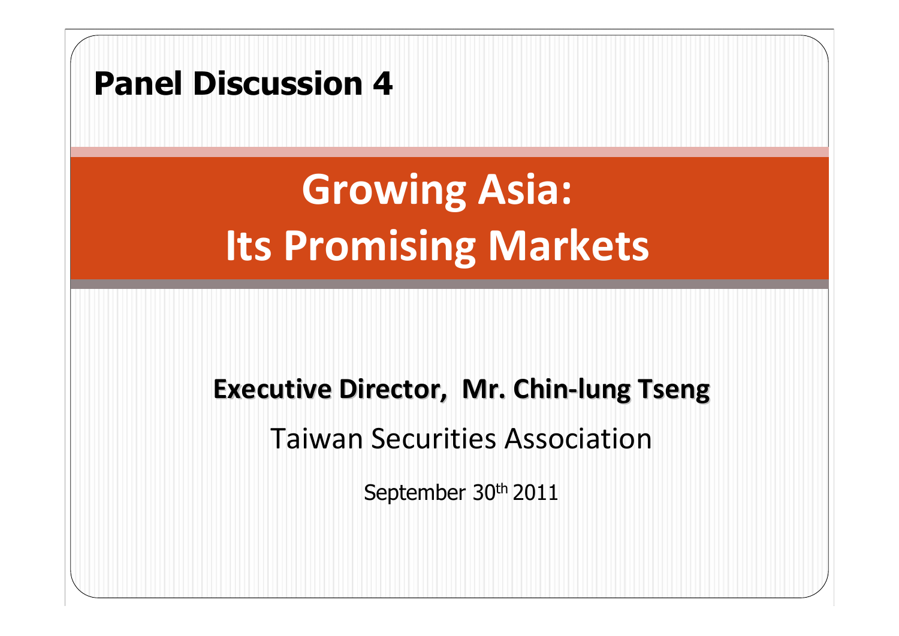**Panel Discussion 4**

# Growing Asia: Its Promising Markets

**Executive Director, Mr. Chin-lung Tseng**

Taiwan Securities Association

September 30th 2011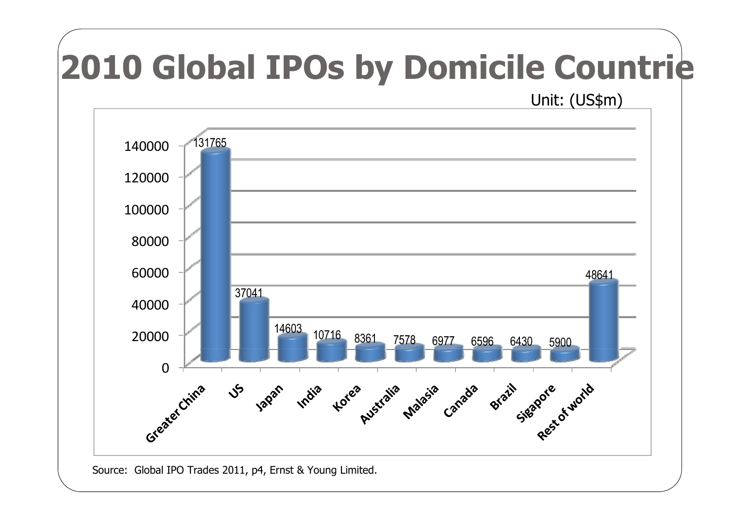# 2010 Global IPOs by Domicile Countrie

Unit: (US$m)

| Country | Value |
| --- | --- |
| Greater China | 131765 |
| US | 37041 |
| Japan | 14603 |
| India | 10716 |
| Korea | 8361 |
| Australia | 7578 |
| Malasia | 6977 |
| Canada | 6596 |
| Brazil | 6430 |
| Sigapore | 5900 |
| Rest of world | 48641 |

Source: Global IPO Trades 2011, p4, Ernst & Young Limited.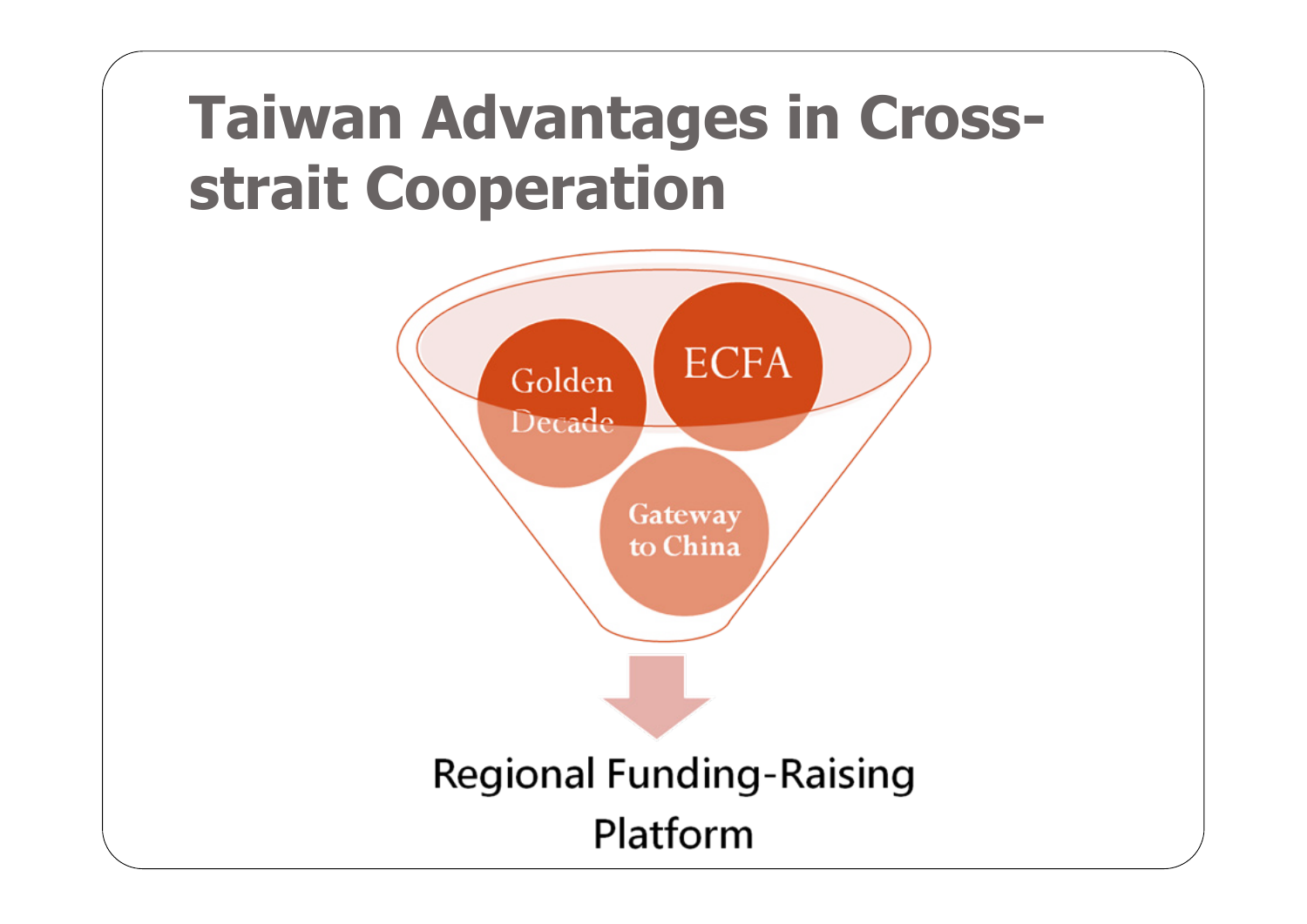# Taiwan Advantages in Cross-strait Cooperation

- Golden Decade
- ECFA
- Gateway to China

Regional Funding-Raising Platform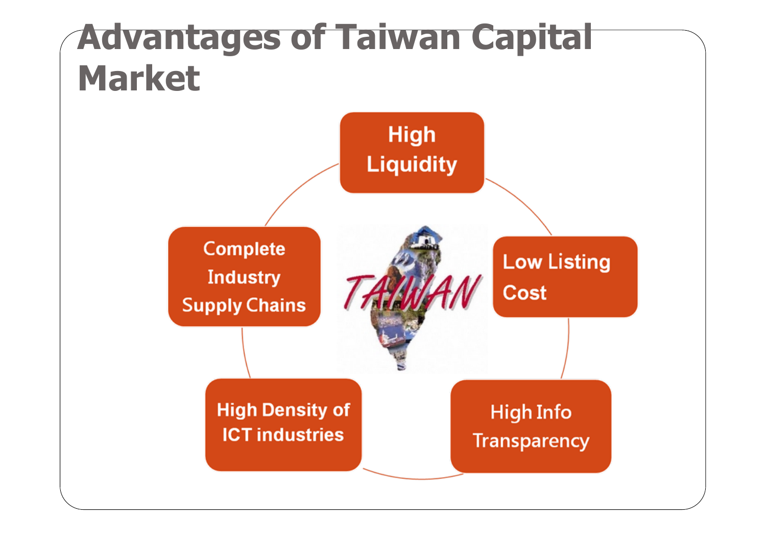# Advantages of Taiwan Capital Market

- High Liquidity
- Low Listing Cost
- High Info Transparency
- High Density of ICT industries
- Complete Industry Supply Chains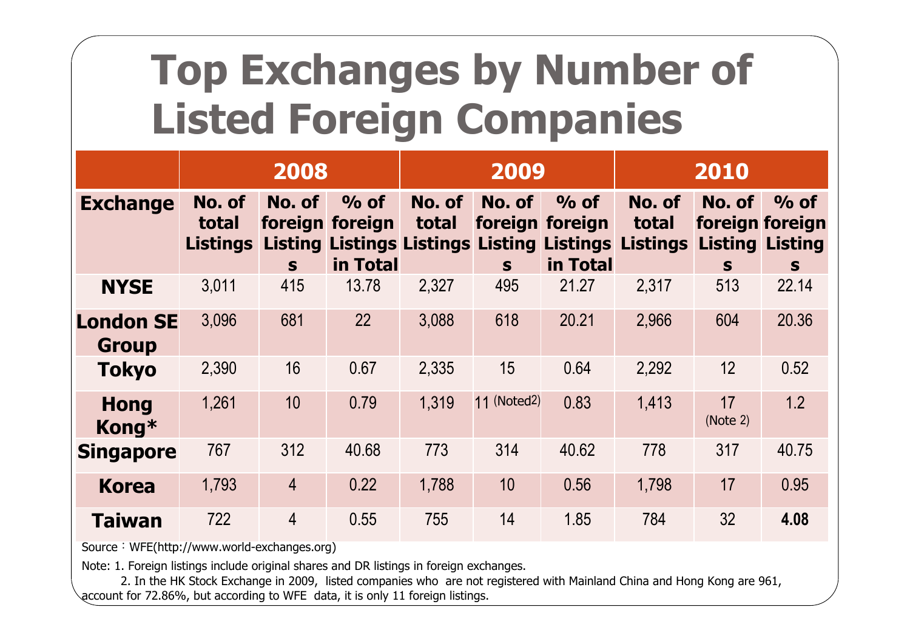# Top Exchanges by Number of Listed Foreign Companies

| | 2008 | | | 2009 | | | 2010 | | |
|---|---|---|---|---|---|---|---|---|---|
| **Exchange** | **No. of total Listings** | **No. of foreign Listings** | **% of foreign Listings in Total** | **No. of total Listings** | **No. of foreign Listings** | **% of foreign Listings in Total** | **No. of total Listings** | **No. of foreign Listings** | **% of foreign Listings** |
| **NYSE** | 3,011 | 415 | 13.78 | 2,327 | 495 | 21.27 | 2,317 | 513 | 22.14 |
| **London SE Group** | 3,096 | 681 | 22 | 3,088 | 618 | 20.21 | 2,966 | 604 | 20.36 |
| **Tokyo** | 2,390 | 16 | 0.67 | 2,335 | 15 | 0.64 | 2,292 | 12 | 0.52 |
| **Hong Kong*** | 1,261 | 10 | 0.79 | 1,319 | 11 (Noted2) | 0.83 | 1,413 | 17 (Note 2) | 1.2 |
| **Singapore** | 767 | 312 | 40.68 | 773 | 314 | 40.62 | 778 | 317 | 40.75 |
| **Korea** | 1,793 | 4 | 0.22 | 1,788 | 10 | 0.56 | 1,798 | 17 | 0.95 |
| **Taiwan** | 722 | 4 | 0.55 | 755 | 14 | 1.85 | 784 | 32 | **4.08** |

Source：WFE(http://www.world-exchanges.org)

Note: 1. Foreign listings include original shares and DR listings in foreign exchanges.

2. In the HK Stock Exchange in 2009, listed companies who are not registered with Mainland China and Hong Kong are 961, account for 72.86%, but according to WFE data, it is only 11 foreign listings.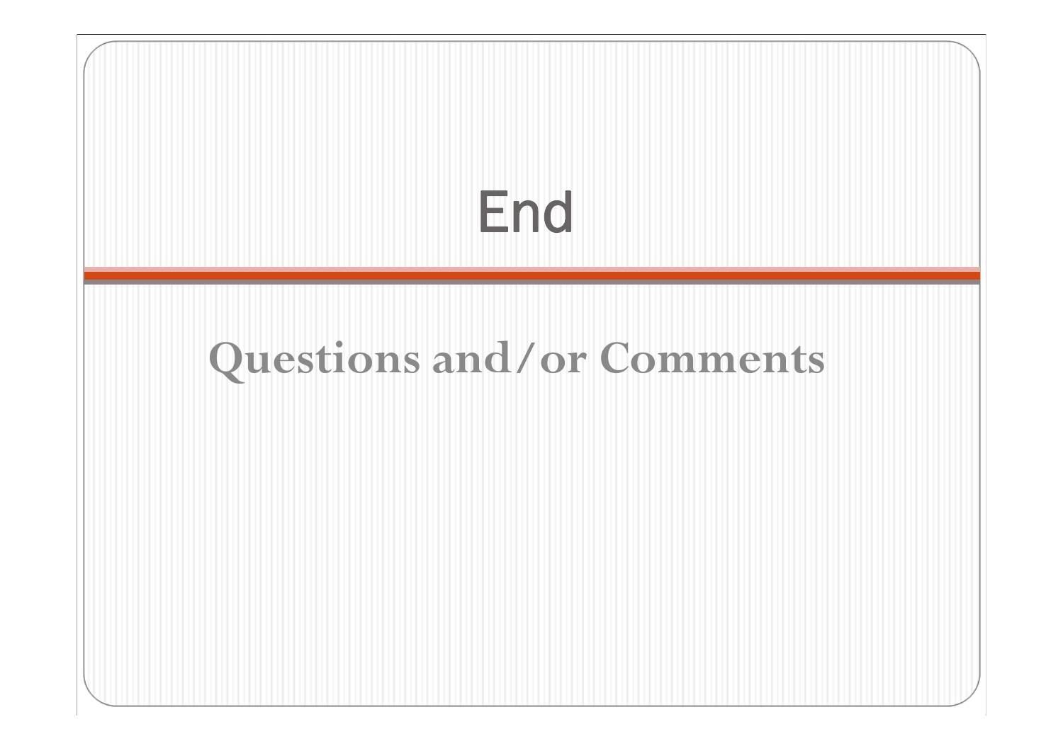# End

## Questions and/or Comments